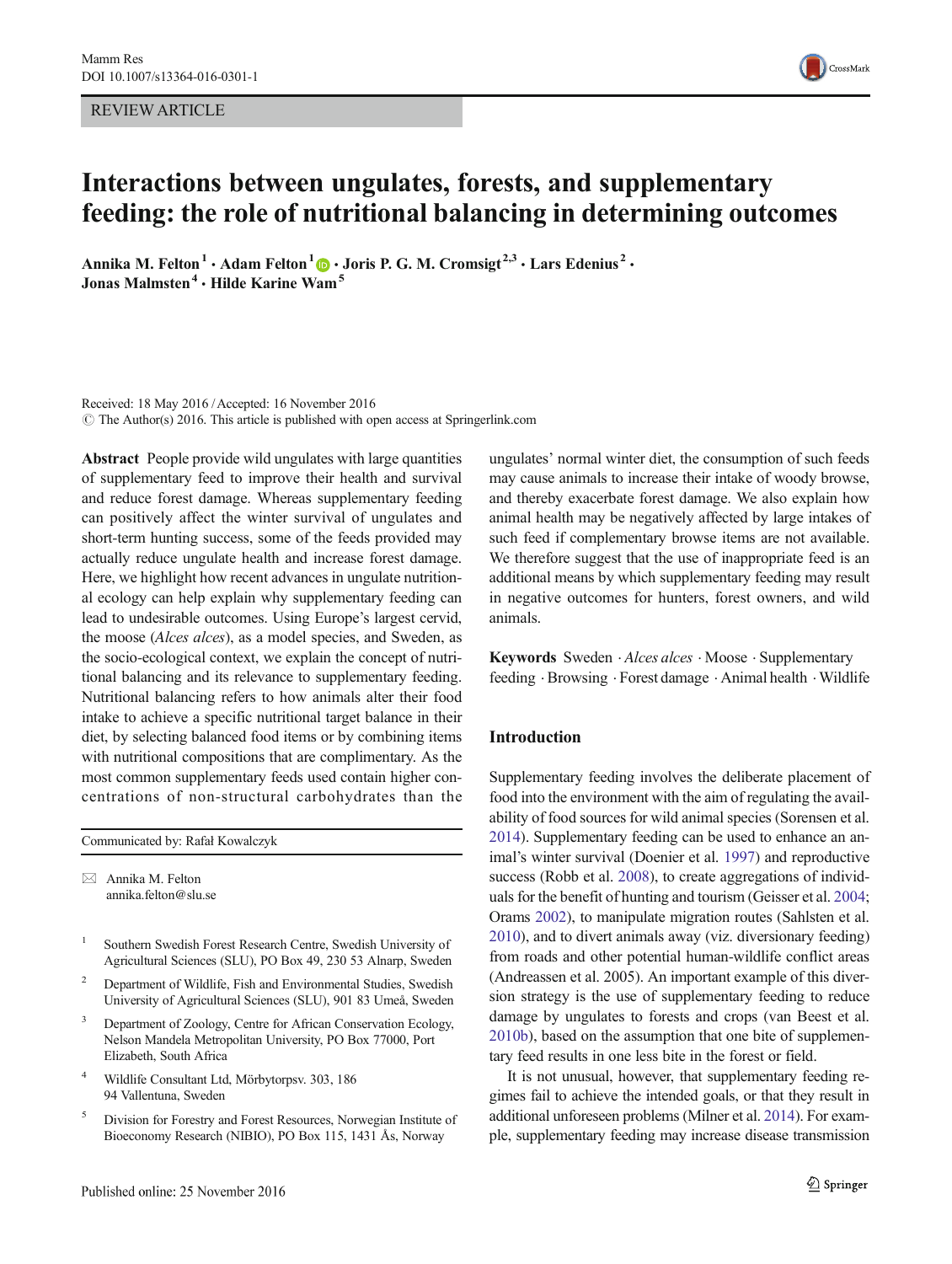REVIEW ARTICLE

# Interactions between ungulates, forests, and supplementary feeding: the role of nutritional balancing in determining outcomes

Annika M. Felton[1] · Adam Felton[1] · Joris P. G. M. Cromsigt[2,3] · Lars Edenius[2] · Jonas Malmsten[4] · Hilde Karine Wam[5]

Received: 18 May 2016 / Accepted: 16 November 2016
© The Author(s) 2016. This article is published with open access at Springerlink.com

**Abstract** People provide wild ungulates with large quantities of supplementary feed to improve their health and survival and reduce forest damage. Whereas supplementary feeding can positively affect the winter survival of ungulates and short-term hunting success, some of the feeds provided may actually reduce ungulate health and increase forest damage. Here, we highlight how recent advances in ungulate nutritional ecology can help explain why supplementary feeding can lead to undesirable outcomes. Using Europe's largest cervid, the moose (*Alces alces*), as a model species, and Sweden, as the socio-ecological context, we explain the concept of nutritional balancing and its relevance to supplementary feeding. Nutritional balancing refers to how animals alter their food intake to achieve a specific nutritional target balance in their diet, by selecting balanced food items or by combining items with nutritional compositions that are complimentary. As the most common supplementary feeds used contain higher concentrations of non-structural carbohydrates than the ungulates' normal winter diet, the consumption of such feeds may cause animals to increase their intake of woody browse, and thereby exacerbate forest damage. We also explain how animal health may be negatively affected by large intakes of such feed if complementary browse items are not available. We therefore suggest that the use of inappropriate feed is an additional means by which supplementary feeding may result in negative outcomes for hunters, forest owners, and wild animals.

**Keywords** Sweden · *Alces alces* · Moose · Supplementary feeding · Browsing · Forest damage · Animal health · Wildlife

Communicated by: Rafał Kowalczyk

✉ Annika M. Felton
annika.felton@slu.se

1 Southern Swedish Forest Research Centre, Swedish University of Agricultural Sciences (SLU), PO Box 49, 230 53 Alnarp, Sweden

2 Department of Wildlife, Fish and Environmental Studies, Swedish University of Agricultural Sciences (SLU), 901 83 Umeå, Sweden

3 Department of Zoology, Centre for African Conservation Ecology, Nelson Mandela Metropolitan University, PO Box 77000, Port Elizabeth, South Africa

4 Wildlife Consultant Ltd, Mörbytorpsv. 303, 186 94 Vallentuna, Sweden

5 Division for Forestry and Forest Resources, Norwegian Institute of Bioeconomy Research (NIBIO), PO Box 115, 1431 Ås, Norway

## Introduction

Supplementary feeding involves the deliberate placement of food into the environment with the aim of regulating the availability of food sources for wild animal species (Sorensen et al. 2014). Supplementary feeding can be used to enhance an animal's winter survival (Doenier et al. 1997) and reproductive success (Robb et al. 2008), to create aggregations of individuals for the benefit of hunting and tourism (Geisser et al. 2004; Orams 2002), to manipulate migration routes (Sahlsten et al. 2010), and to divert animals away (viz. diversionary feeding) from roads and other potential human-wildlife conflict areas (Andreassen et al. 2005). An important example of this diversion strategy is the use of supplementary feeding to reduce damage by ungulates to forests and crops (van Beest et al. 2010b), based on the assumption that one bite of supplementary feed results in one less bite in the forest or field.

It is not unusual, however, that supplementary feeding regimes fail to achieve the intended goals, or that they result in additional unforeseen problems (Milner et al. 2014). For example, supplementary feeding may increase disease transmission

Published online: 25 November 2016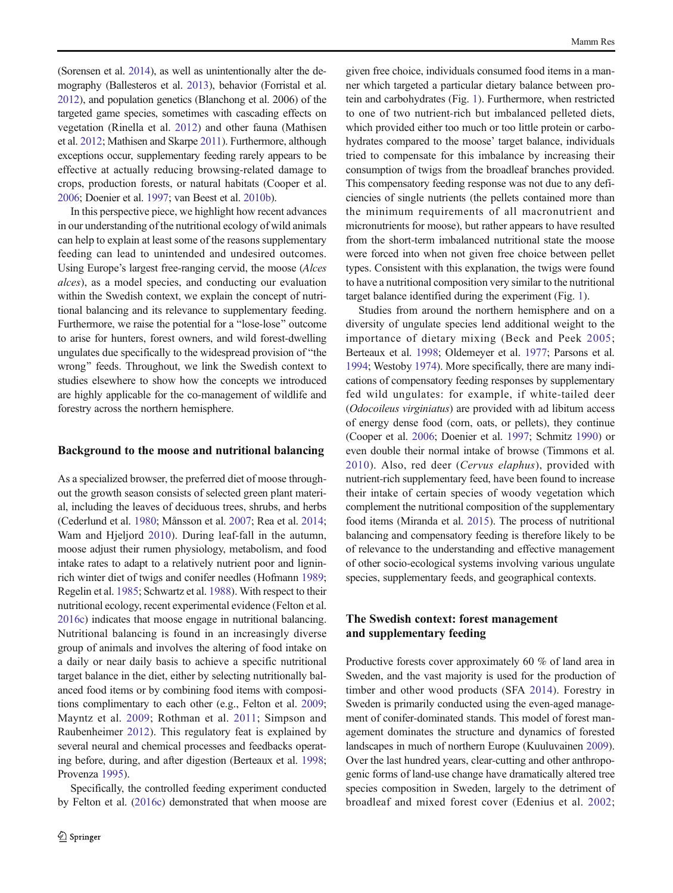(Sorensen et al. 2014), as well as unintentionally alter the demography (Ballesteros et al. 2013), behavior (Forristal et al. 2012), and population genetics (Blanchong et al. 2006) of the targeted game species, sometimes with cascading effects on vegetation (Rinella et al. 2012) and other fauna (Mathisen et al. 2012; Mathisen and Skarpe 2011). Furthermore, although exceptions occur, supplementary feeding rarely appears to be effective at actually reducing browsing-related damage to crops, production forests, or natural habitats (Cooper et al. 2006; Doenier et al. 1997; van Beest et al. 2010b).

In this perspective piece, we highlight how recent advances in our understanding of the nutritional ecology of wild animals can help to explain at least some of the reasons supplementary feeding can lead to unintended and undesired outcomes. Using Europe's largest free-ranging cervid, the moose (*Alces alces*), as a model species, and conducting our evaluation within the Swedish context, we explain the concept of nutritional balancing and its relevance to supplementary feeding. Furthermore, we raise the potential for a "lose-lose" outcome to arise for hunters, forest owners, and wild forest-dwelling ungulates due specifically to the widespread provision of "the wrong" feeds. Throughout, we link the Swedish context to studies elsewhere to show how the concepts we introduced are highly applicable for the co-management of wildlife and forestry across the northern hemisphere.

## Background to the moose and nutritional balancing

As a specialized browser, the preferred diet of moose throughout the growth season consists of selected green plant material, including the leaves of deciduous trees, shrubs, and herbs (Cederlund et al. 1980; Månsson et al. 2007; Rea et al. 2014; Wam and Hjeljord 2010). During leaf-fall in the autumn, moose adjust their rumen physiology, metabolism, and food intake rates to adapt to a relatively nutrient poor and lignin-rich winter diet of twigs and conifer needles (Hofmann 1989; Regelin et al. 1985; Schwartz et al. 1988). With respect to their nutritional ecology, recent experimental evidence (Felton et al. 2016c) indicates that moose engage in nutritional balancing. Nutritional balancing is found in an increasingly diverse group of animals and involves the altering of food intake on a daily or near daily basis to achieve a specific nutritional target balance in the diet, either by selecting nutritionally balanced food items or by combining food items with compositions complimentary to each other (e.g., Felton et al. 2009; Mayntz et al. 2009; Rothman et al. 2011; Simpson and Raubenheimer 2012). This regulatory feat is explained by several neural and chemical processes and feedbacks operating before, during, and after digestion (Berteaux et al. 1998; Provenza 1995).

Specifically, the controlled feeding experiment conducted by Felton et al. (2016c) demonstrated that when moose are given free choice, individuals consumed food items in a manner which targeted a particular dietary balance between protein and carbohydrates (Fig. 1). Furthermore, when restricted to one of two nutrient-rich but imbalanced pelleted diets, which provided either too much or too little protein or carbohydrates compared to the moose' target balance, individuals tried to compensate for this imbalance by increasing their consumption of twigs from the broadleaf branches provided. This compensatory feeding response was not due to any deficiencies of single nutrients (the pellets contained more than the minimum requirements of all macronutrient and micronutrients for moose), but rather appears to have resulted from the short-term imbalanced nutritional state the moose were forced into when not given free choice between pellet types. Consistent with this explanation, the twigs were found to have a nutritional composition very similar to the nutritional target balance identified during the experiment (Fig. 1).

Studies from around the northern hemisphere and on a diversity of ungulate species lend additional weight to the importance of dietary mixing (Beck and Peek 2005; Berteaux et al. 1998; Oldemeyer et al. 1977; Parsons et al. 1994; Westoby 1974). More specifically, there are many indications of compensatory feeding responses by supplementary fed wild ungulates: for example, if white-tailed deer (*Odocoileus virginiatus*) are provided with ad libitum access of energy dense food (corn, oats, or pellets), they continue (Cooper et al. 2006; Doenier et al. 1997; Schmitz 1990) or even double their normal intake of browse (Timmons et al. 2010). Also, red deer (*Cervus elaphus*), provided with nutrient-rich supplementary feed, have been found to increase their intake of certain species of woody vegetation which complement the nutritional composition of the supplementary food items (Miranda et al. 2015). The process of nutritional balancing and compensatory feeding is therefore likely to be of relevance to the understanding and effective management of other socio-ecological systems involving various ungulate species, supplementary feeds, and geographical contexts.

## The Swedish context: forest management and supplementary feeding

Productive forests cover approximately 60 % of land area in Sweden, and the vast majority is used for the production of timber and other wood products (SFA 2014). Forestry in Sweden is primarily conducted using the even-aged management of conifer-dominated stands. This model of forest management dominates the structure and dynamics of forested landscapes in much of northern Europe (Kuuluvainen 2009). Over the last hundred years, clear-cutting and other anthropogenic forms of land-use change have dramatically altered tree species composition in Sweden, largely to the detriment of broadleaf and mixed forest cover (Edenius et al. 2002;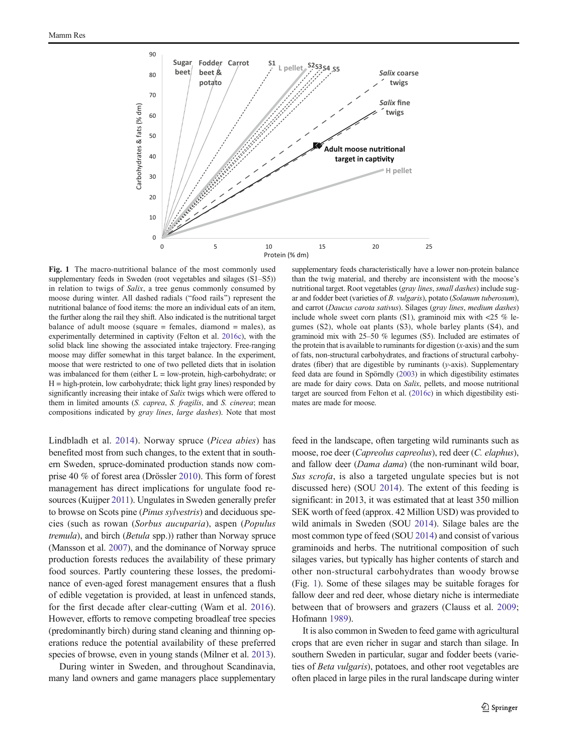**Fig. 1** The macro-nutritional balance of the most commonly used supplementary feeds in Sweden (root vegetables and silages (S1–S5)) in relation to twigs of *Salix*, a tree genus commonly consumed by moose during winter. All dashed radials ("food rails") represent the nutritional balance of food items: the more an individual eats of an item, the further along the rail they shift. Also indicated is the nutritional target balance of adult moose (square = females, diamond = males), as experimentally determined in captivity (Felton et al. 2016c), with the solid black line showing the associated intake trajectory. Free-ranging moose may differ somewhat in this target balance. In the experiment, moose that were restricted to one of two pelleted diets that in isolation was imbalanced for them (either L = low-protein, high-carbohydrate; or H = high-protein, low carbohydrate; thick light gray lines) responded by significantly increasing their intake of *Salix* twigs which were offered to them in limited amounts (*S. caprea*, *S. fragilis*, and *S. cinerea*; mean compositions indicated by *gray lines*, *large dashes*). Note that most supplementary feeds characteristically have a lower non-protein balance than the twig material, and thereby are inconsistent with the moose's nutritional target. Root vegetables (*gray lines*, *small dashes*) include sugar and fodder beet (varieties of *B. vulgaris*), potato (*Solanum tuberosum*), and carrot (*Daucus carota sativus*). Silages (*gray lines*, *medium dashes*) include whole sweet corn plants (S1), graminoid mix with <25 % legumes (S2), whole oat plants (S3), whole barley plants (S4), and graminoid mix with 25–50 % legumes (S5). Included are estimates of the protein that is available to ruminants for digestion (*x*-axis) and the sum of fats, non-structural carbohydrates, and fractions of structural carbohydrates (fiber) that are digestible by ruminants (*y*-axis). Supplementary feed data are found in Spörndly (2003) in which digestibility estimates are made for dairy cows. Data on *Salix*, pellets, and moose nutritional target are sourced from Felton et al. (2016c) in which digestibility estimates are made for moose.

Lindbladh et al. 2014). Norway spruce (*Picea abies*) has benefited most from such changes, to the extent that in southern Sweden, spruce-dominated production stands now comprise 40 % of forest area (Drössler 2010). This form of forest management has direct implications for ungulate food resources (Kuijper 2011). Ungulates in Sweden generally prefer to browse on Scots pine (*Pinus sylvestris*) and deciduous species (such as rowan (*Sorbus aucuparia*), aspen (*Populus tremula*), and birch (*Betula* spp.)) rather than Norway spruce (Mansson et al. 2007), and the dominance of Norway spruce production forests reduces the availability of these primary food sources. Partly countering these losses, the predominance of even-aged forest management ensures that a flush of edible vegetation is provided, at least in unfenced stands, for the first decade after clear-cutting (Wam et al. 2016). However, efforts to remove competing broadleaf tree species (predominantly birch) during stand cleaning and thinning operations reduce the potential availability of these preferred species of browse, even in young stands (Milner et al. 2013).

During winter in Sweden, and throughout Scandinavia, many land owners and game managers place supplementary feed in the landscape, often targeting wild ruminants such as moose, roe deer (*Capreolus capreolus*), red deer (*C. elaphus*), and fallow deer (*Dama dama*) (the non-ruminant wild boar, *Sus scrofa*, is also a targeted ungulate species but is not discussed here) (SOU 2014). The extent of this feeding is significant: in 2013, it was estimated that at least 350 million SEK worth of feed (approx. 42 Million USD) was provided to wild animals in Sweden (SOU 2014). Silage bales are the most common type of feed (SOU 2014) and consist of various graminoids and herbs. The nutritional composition of such silages varies, but typically has higher contents of starch and other non-structural carbohydrates than woody browse (Fig. 1). Some of these silages may be suitable forages for fallow deer and red deer, whose dietary niche is intermediate between that of browsers and grazers (Clauss et al. 2009; Hofmann 1989).

It is also common in Sweden to feed game with agricultural crops that are even richer in sugar and starch than silage. In southern Sweden in particular, sugar and fodder beets (varieties of *Beta vulgaris*), potatoes, and other root vegetables are often placed in large piles in the rural landscape during winter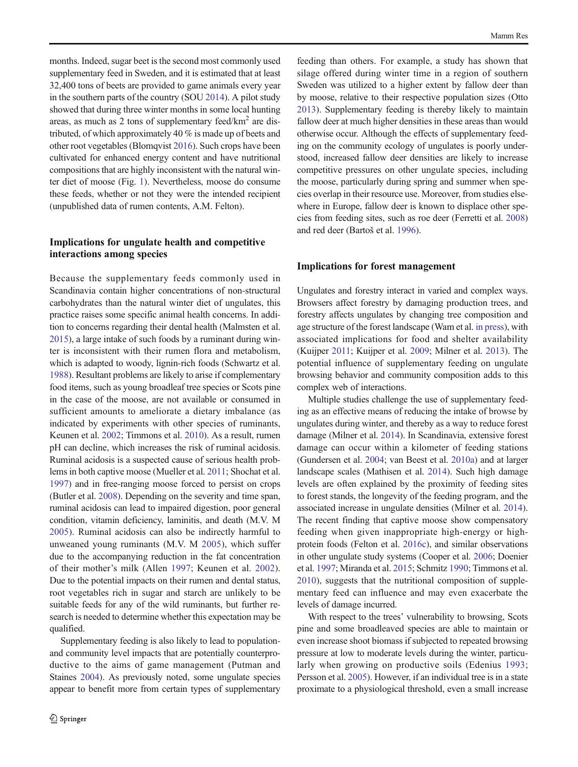months. Indeed, sugar beet is the second most commonly used supplementary feed in Sweden, and it is estimated that at least 32,400 tons of beets are provided to game animals every year in the southern parts of the country (SOU 2014). A pilot study showed that during three winter months in some local hunting areas, as much as 2 tons of supplementary feed/km$^2$ are distributed, of which approximately 40 % is made up of beets and other root vegetables (Blomqvist 2016). Such crops have been cultivated for enhanced energy content and have nutritional compositions that are highly inconsistent with the natural winter diet of moose (Fig. 1). Nevertheless, moose do consume these feeds, whether or not they were the intended recipient (unpublished data of rumen contents, A.M. Felton).

### Implications for ungulate health and competitive interactions among species

Because the supplementary feeds commonly used in Scandinavia contain higher concentrations of non-structural carbohydrates than the natural winter diet of ungulates, this practice raises some specific animal health concerns. In addition to concerns regarding their dental health (Malmsten et al. 2015), a large intake of such foods by a ruminant during winter is inconsistent with their rumen flora and metabolism, which is adapted to woody, lignin-rich foods (Schwartz et al. 1988). Resultant problems are likely to arise if complementary food items, such as young broadleaf tree species or Scots pine in the case of the moose, are not available or consumed in sufficient amounts to ameliorate a dietary imbalance (as indicated by experiments with other species of ruminants, Keunen et al. 2002; Timmons et al. 2010). As a result, rumen pH can decline, which increases the risk of ruminal acidosis. Ruminal acidosis is a suspected cause of serious health problems in both captive moose (Mueller et al. 2011; Shochat et al. 1997) and in free-ranging moose forced to persist on crops (Butler et al. 2008). Depending on the severity and time span, ruminal acidosis can lead to impaired digestion, poor general condition, vitamin deficiency, laminitis, and death (M.V. M 2005). Ruminal acidosis can also be indirectly harmful to unweaned young ruminants (M.V. M 2005), which suffer due to the accompanying reduction in the fat concentration of their mother's milk (Allen 1997; Keunen et al. 2002). Due to the potential impacts on their rumen and dental status, root vegetables rich in sugar and starch are unlikely to be suitable feeds for any of the wild ruminants, but further research is needed to determine whether this expectation may be qualified.

Supplementary feeding is also likely to lead to population- and community level impacts that are potentially counterproductive to the aims of game management (Putman and Staines 2004). As previously noted, some ungulate species appear to benefit more from certain types of supplementary feeding than others. For example, a study has shown that silage offered during winter time in a region of southern Sweden was utilized to a higher extent by fallow deer than by moose, relative to their respective population sizes (Otto 2013). Supplementary feeding is thereby likely to maintain fallow deer at much higher densities in these areas than would otherwise occur. Although the effects of supplementary feeding on the community ecology of ungulates is poorly understood, increased fallow deer densities are likely to increase competitive pressures on other ungulate species, including the moose, particularly during spring and summer when species overlap in their resource use. Moreover, from studies elsewhere in Europe, fallow deer is known to displace other species from feeding sites, such as roe deer (Ferretti et al. 2008) and red deer (Bartoš et al. 1996).

### Implications for forest management

Ungulates and forestry interact in varied and complex ways. Browsers affect forestry by damaging production trees, and forestry affects ungulates by changing tree composition and age structure of the forest landscape (Wam et al. in press), with associated implications for food and shelter availability (Kuijper 2011; Kuijper et al. 2009; Milner et al. 2013). The potential influence of supplementary feeding on ungulate browsing behavior and community composition adds to this complex web of interactions.

Multiple studies challenge the use of supplementary feeding as an effective means of reducing the intake of browse by ungulates during winter, and thereby as a way to reduce forest damage (Milner et al. 2014). In Scandinavia, extensive forest damage can occur within a kilometer of feeding stations (Gundersen et al. 2004; van Beest et al. 2010a) and at larger landscape scales (Mathisen et al. 2014). Such high damage levels are often explained by the proximity of feeding sites to forest stands, the longevity of the feeding program, and the associated increase in ungulate densities (Milner et al. 2014). The recent finding that captive moose show compensatory feeding when given inappropriate high-energy or high-protein foods (Felton et al. 2016c), and similar observations in other ungulate study systems (Cooper et al. 2006; Doenier et al. 1997; Miranda et al. 2015; Schmitz 1990; Timmons et al. 2010), suggests that the nutritional composition of supplementary feed can influence and may even exacerbate the levels of damage incurred.

With respect to the trees' vulnerability to browsing, Scots pine and some broadleaved species are able to maintain or even increase shoot biomass if subjected to repeated browsing pressure at low to moderate levels during the winter, particularly when growing on productive soils (Edenius 1993; Persson et al. 2005). However, if an individual tree is in a state proximate to a physiological threshold, even a small increase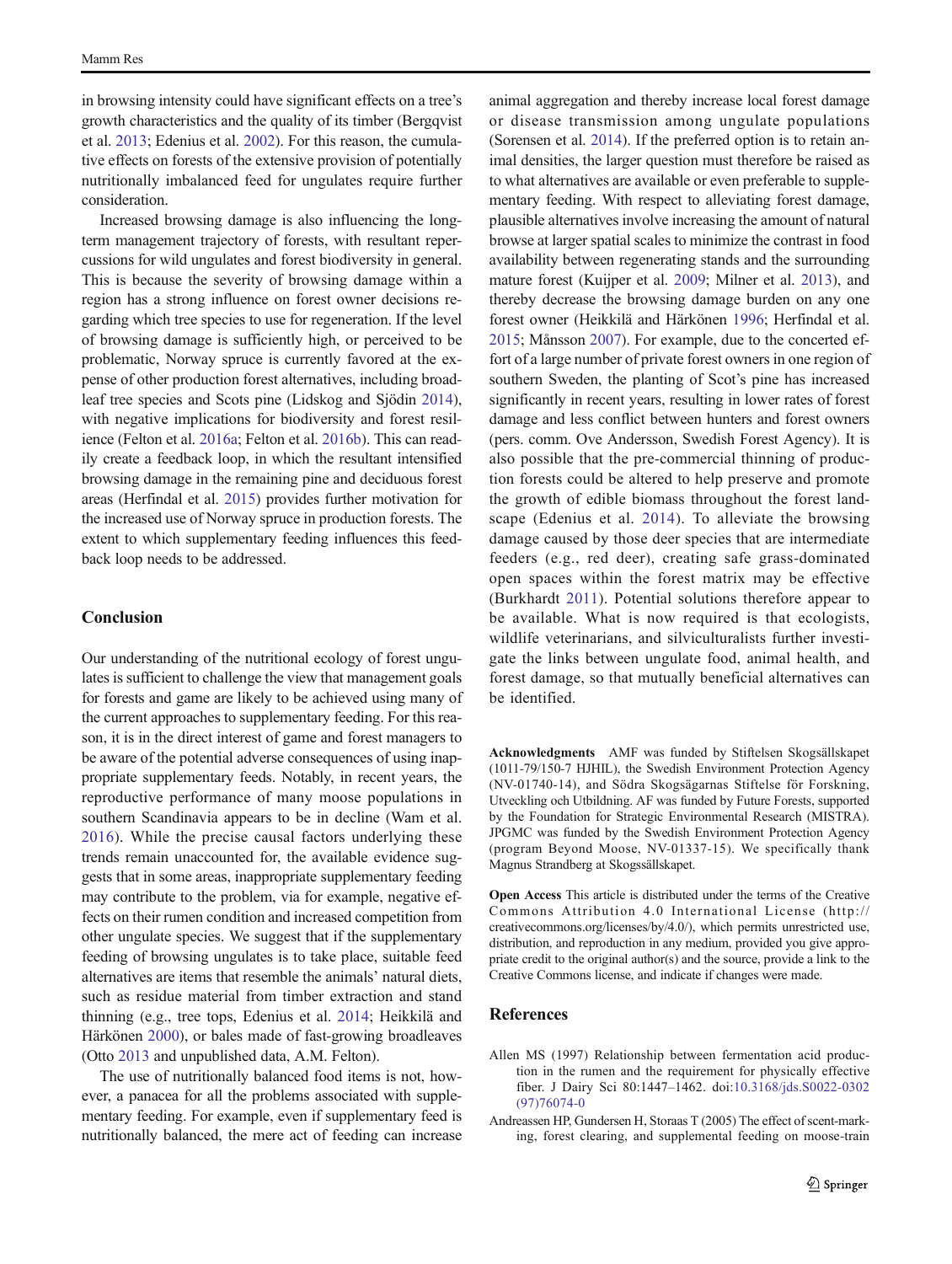in browsing intensity could have significant effects on a tree's growth characteristics and the quality of its timber (Bergqvist et al. 2013; Edenius et al. 2002). For this reason, the cumulative effects on forests of the extensive provision of potentially nutritionally imbalanced feed for ungulates require further consideration.

Increased browsing damage is also influencing the long-term management trajectory of forests, with resultant repercussions for wild ungulates and forest biodiversity in general. This is because the severity of browsing damage within a region has a strong influence on forest owner decisions regarding which tree species to use for regeneration. If the level of browsing damage is sufficiently high, or perceived to be problematic, Norway spruce is currently favored at the expense of other production forest alternatives, including broadleaf tree species and Scots pine (Lidskog and Sjödin 2014), with negative implications for biodiversity and forest resilience (Felton et al. 2016a; Felton et al. 2016b). This can readily create a feedback loop, in which the resultant intensified browsing damage in the remaining pine and deciduous forest areas (Herfindal et al. 2015) provides further motivation for the increased use of Norway spruce in production forests. The extent to which supplementary feeding influences this feedback loop needs to be addressed.

## Conclusion

Our understanding of the nutritional ecology of forest ungulates is sufficient to challenge the view that management goals for forests and game are likely to be achieved using many of the current approaches to supplementary feeding. For this reason, it is in the direct interest of game and forest managers to be aware of the potential adverse consequences of using inappropriate supplementary feeds. Notably, in recent years, the reproductive performance of many moose populations in southern Scandinavia appears to be in decline (Wam et al. 2016). While the precise causal factors underlying these trends remain unaccounted for, the available evidence suggests that in some areas, inappropriate supplementary feeding may contribute to the problem, via for example, negative effects on their rumen condition and increased competition from other ungulate species. We suggest that if the supplementary feeding of browsing ungulates is to take place, suitable feed alternatives are items that resemble the animals' natural diets, such as residue material from timber extraction and stand thinning (e.g., tree tops, Edenius et al. 2014; Heikkilä and Härkönen 2000), or bales made of fast-growing broadleaves (Otto 2013 and unpublished data, A.M. Felton).

The use of nutritionally balanced food items is not, however, a panacea for all the problems associated with supplementary feeding. For example, even if supplementary feed is nutritionally balanced, the mere act of feeding can increase animal aggregation and thereby increase local forest damage or disease transmission among ungulate populations (Sorensen et al. 2014). If the preferred option is to retain animal densities, the larger question must therefore be raised as to what alternatives are available or even preferable to supplementary feeding. With respect to alleviating forest damage, plausible alternatives involve increasing the amount of natural browse at larger spatial scales to minimize the contrast in food availability between regenerating stands and the surrounding mature forest (Kuijper et al. 2009; Milner et al. 2013), and thereby decrease the browsing damage burden on any one forest owner (Heikkilä and Härkönen 1996; Herfindal et al. 2015; Månsson 2007). For example, due to the concerted effort of a large number of private forest owners in one region of southern Sweden, the planting of Scot's pine has increased significantly in recent years, resulting in lower rates of forest damage and less conflict between hunters and forest owners (pers. comm. Ove Andersson, Swedish Forest Agency). It is also possible that the pre-commercial thinning of production forests could be altered to help preserve and promote the growth of edible biomass throughout the forest landscape (Edenius et al. 2014). To alleviate the browsing damage caused by those deer species that are intermediate feeders (e.g., red deer), creating safe grass-dominated open spaces within the forest matrix may be effective (Burkhardt 2011). Potential solutions therefore appear to be available. What is now required is that ecologists, wildlife veterinarians, and silviculturalists further investigate the links between ungulate food, animal health, and forest damage, so that mutually beneficial alternatives can be identified.

**Acknowledgments** AMF was funded by Stiftelsen Skogsällskapet (1011-79/150-7 HJHIL), the Swedish Environment Protection Agency (NV-01740-14), and Södra Skogsägarnas Stiftelse för Forskning, Utveckling och Utbildning. AF was funded by Future Forests, supported by the Foundation for Strategic Environmental Research (MISTRA). JPGMC was funded by the Swedish Environment Protection Agency (program Beyond Moose, NV-01337-15). We specifically thank Magnus Strandberg at Skogssällskapet.

**Open Access** This article is distributed under the terms of the Creative Commons Attribution 4.0 International License (http://creativecommons.org/licenses/by/4.0/), which permits unrestricted use, distribution, and reproduction in any medium, provided you give appropriate credit to the original author(s) and the source, provide a link to the Creative Commons license, and indicate if changes were made.

## References

Allen MS (1997) Relationship between fermentation acid production in the rumen and the requirement for physically effective fiber. J Dairy Sci 80:1447–1462. doi:10.3168/jds.S0022-0302(97)76074-0

Andreassen HP, Gundersen H, Storaas T (2005) The effect of scent-marking, forest clearing, and supplemental feeding on moose-train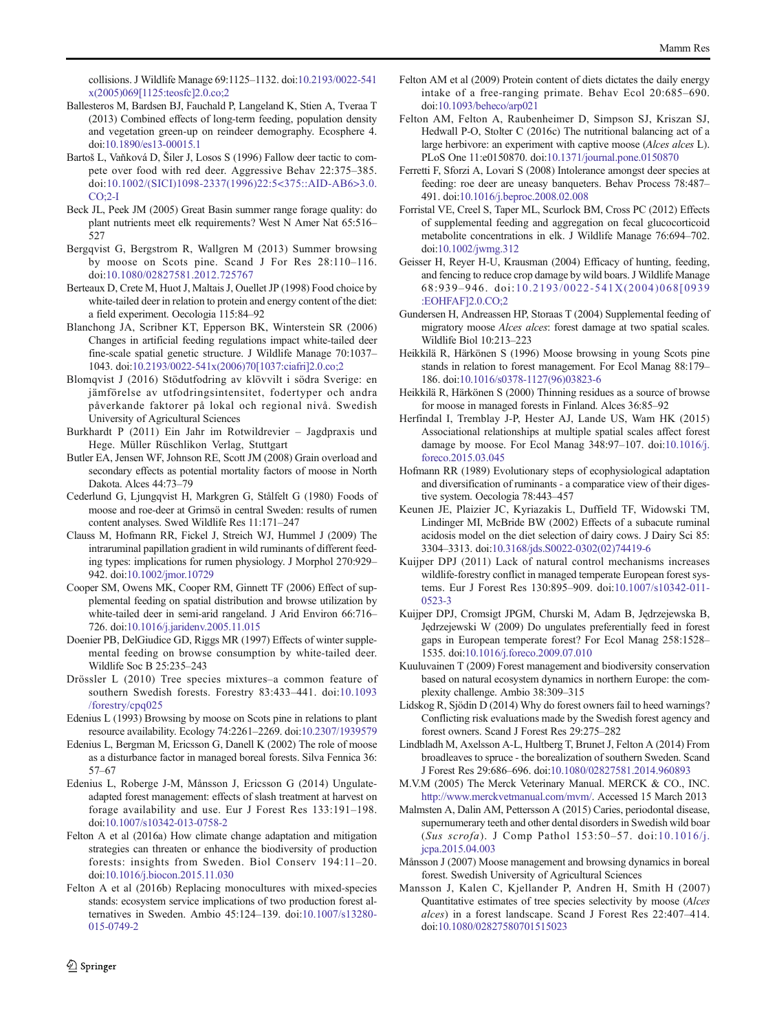collisions. J Wildlife Manage 69:1125–1132. doi:10.2193/0022-541x(2005)069[1125:teosfc]2.0.co;2

Ballesteros M, Bardsen BJ, Fauchald P, Langeland K, Stien A, Tveraa T (2013) Combined effects of long-term feeding, population density and vegetation green-up on reindeer demography. Ecosphere 4. doi:10.1890/es13-00015.1

Bartoš L, Vaňková D, Šiler J, Losos S (1996) Fallow deer tactic to compete over food with red deer. Aggressive Behav 22:375–385. doi:10.1002/(SICI)1098-2337(1996)22:5<375::AID-AB6>3.0.CO;2-I

Beck JL, Peek JM (2005) Great Basin summer range forage quality: do plant nutrients meet elk requirements? West N Amer Nat 65:516–527

Bergqvist G, Bergstrom R, Wallgren M (2013) Summer browsing by moose on Scots pine. Scand J For Res 28:110–116. doi:10.1080/02827581.2012.725767

Berteaux D, Crete M, Huot J, Maltais J, Ouellet JP (1998) Food choice by white-tailed deer in relation to protein and energy content of the diet: a field experiment. Oecologia 115:84–92

Blanchong JA, Scribner KT, Epperson BK, Winterstein SR (2006) Changes in artificial feeding regulations impact white-tailed deer fine-scale spatial genetic structure. J Wildlife Manage 70:1037–1043. doi:10.2193/0022-541x(2006)70[1037:ciafri]2.0.co;2

Blomqvist J (2016) Stödutfodring av klövvilt i södra Sverige: en jämförelse av utfodringsintensitet, fodertyper och andra påverkande faktorer på lokal och regional nivå. Swedish University of Agricultural Sciences

Burkhardt P (2011) Ein Jahr im Rotwildrevier – Jagdpraxis und Hege. Müller Rüschlikon Verlag, Stuttgart

Butler EA, Jensen WF, Johnson RE, Scott JM (2008) Grain overload and secondary effects as potential mortality factors of moose in North Dakota. Alces 44:73–79

Cederlund G, Ljungqvist H, Markgren G, Stålfelt G (1980) Foods of moose and roe-deer at Grimsö in central Sweden: results of rumen content analyses. Swed Wildlife Res 11:171–247

Clauss M, Hofmann RR, Fickel J, Streich WJ, Hummel J (2009) The intraruminal papillation gradient in wild ruminants of different feeding types: implications for rumen physiology. J Morphol 270:929–942. doi:10.1002/jmor.10729

Cooper SM, Owens MK, Cooper RM, Ginnett TF (2006) Effect of supplemental feeding on spatial distribution and browse utilization by white-tailed deer in semi-arid rangeland. J Arid Environ 66:716–726. doi:10.1016/j.jaridenv.2005.11.015

Doenier PB, DelGiudice GD, Riggs MR (1997) Effects of winter supplemental feeding on browse consumption by white-tailed deer. Wildlife Soc B 25:235–243

Drössler L (2010) Tree species mixtures–a common feature of southern Swedish forests. Forestry 83:433–441. doi:10.1093/forestry/cpq025

Edenius L (1993) Browsing by moose on Scots pine in relations to plant resource availability. Ecology 74:2261–2269. doi:10.2307/1939579

Edenius L, Bergman M, Ericsson G, Danell K (2002) The role of moose as a disturbance factor in managed boreal forests. Silva Fennica 36:57–67

Edenius L, Roberge J-M, Månsson J, Ericsson G (2014) Ungulate-adapted forest management: effects of slash treatment at harvest on forage availability and use. Eur J Forest Res 133:191–198. doi:10.1007/s10342-013-0758-2

Felton A et al (2016a) How climate change adaptation and mitigation strategies can threaten or enhance the biodiversity of production forests: insights from Sweden. Biol Conserv 194:11–20. doi:10.1016/j.biocon.2015.11.030

Felton A et al (2016b) Replacing monocultures with mixed-species stands: ecosystem service implications of two production forest alternatives in Sweden. Ambio 45:124–139. doi:10.1007/s13280-015-0749-2

Felton AM et al (2009) Protein content of diets dictates the daily energy intake of a free-ranging primate. Behav Ecol 20:685–690. doi:10.1093/beheco/arp021

Felton AM, Felton A, Raubenheimer D, Simpson SJ, Kriszan SJ, Hedwall P-O, Stolter C (2016c) The nutritional balancing act of a large herbivore: an experiment with captive moose (*Alces alces* L). PLoS One 11:e0150870. doi:10.1371/journal.pone.0150870

Ferretti F, Sforzi A, Lovari S (2008) Intolerance amongst deer species at feeding: roe deer are uneasy banqueters. Behav Process 78:487–491. doi:10.1016/j.beproc.2008.02.008

Forristal VE, Creel S, Taper ML, Scurlock BM, Cross PC (2012) Effects of supplemental feeding and aggregation on fecal glucocorticoid metabolite concentrations in elk. J Wildlife Manage 76:694–702. doi:10.1002/jwmg.312

Geisser H, Reyer H-U, Krausman (2004) Efficacy of hunting, feeding, and fencing to reduce crop damage by wild boars. J Wildlife Manage 68:939–946. doi:10.2193/0022-541X(2004)068[0939:EOHFAF]2.0.CO;2

Gundersen H, Andreassen HP, Storaas T (2004) Supplemental feeding of migratory moose *Alces alces*: forest damage at two spatial scales. Wildlife Biol 10:213–223

Heikkilä R, Härkönen S (1996) Moose browsing in young Scots pine stands in relation to forest management. For Ecol Manag 88:179–186. doi:10.1016/s0378-1127(96)03823-6

Heikkilä R, Härkönen S (2000) Thinning residues as a source of browse for moose in managed forests in Finland. Alces 36:85–92

Herfindal I, Tremblay J-P, Hester AJ, Lande US, Wam HK (2015) Associational relationships at multiple spatial scales affect forest damage by moose. For Ecol Manag 348:97–107. doi:10.1016/j.foreco.2015.03.045

Hofmann RR (1989) Evolutionary steps of ecophysiological adaptation and diversification of ruminants - a comparative view of their digestive system. Oecologia 78:443–457

Keunen JE, Plaizier JC, Kyriazakis L, Duffield TF, Widowski TM, Lindinger MI, McBride BW (2002) Effects of a subacute ruminal acidosis model on the diet selection of dairy cows. J Dairy Sci 85:3304–3313. doi:10.3168/jds.S0022-0302(02)74419-6

Kuijper DPJ (2011) Lack of natural control mechanisms increases wildlife-forestry conflict in managed temperate European forest systems. Eur J Forest Res 130:895–909. doi:10.1007/s10342-011-0523-3

Kuijper DPJ, Cromsigt JPGM, Churski M, Adam B, Jędrzejewska B, Jędrzejewski W (2009) Do ungulates preferentially feed in forest gaps in European temperate forest? For Ecol Manag 258:1528–1535. doi:10.1016/j.foreco.2009.07.010

Kuuluvainen T (2009) Forest management and biodiversity conservation based on natural ecosystem dynamics in northern Europe: the complexity challenge. Ambio 38:309–315

Lidskog R, Sjödin D (2014) Why do forest owners fail to heed warnings? Conflicting risk evaluations made by the Swedish forest agency and forest owners. Scand J Forest Res 29:275–282

Lindbladh M, Axelsson A-L, Hultberg T, Brunet J, Felton A (2014) From broadleaves to spruce - the borealization of southern Sweden. Scand J Forest Res 29:686–696. doi:10.1080/02827581.2014.960893

M.V.M (2005) The Merck Veterinary Manual. MERCK & CO., INC. http://www.merckvetmanual.com/mvm/. Accessed 15 March 2013

Malmsten A, Dalin AM, Pettersson A (2015) Caries, periodontal disease, supernumerary teeth and other dental disorders in Swedish wild boar (*Sus scrofa*). J Comp Pathol 153:50–57. doi:10.1016/j.jcpa.2015.04.003

Månsson J (2007) Moose management and browsing dynamics in boreal forest. Swedish University of Agricultural Sciences

Mansson J, Kalen C, Kjellander P, Andren H, Smith H (2007) Quantitative estimates of tree species selectivity by moose (*Alces alces*) in a forest landscape. Scand J Forest Res 22:407–414. doi:10.1080/02827580701515023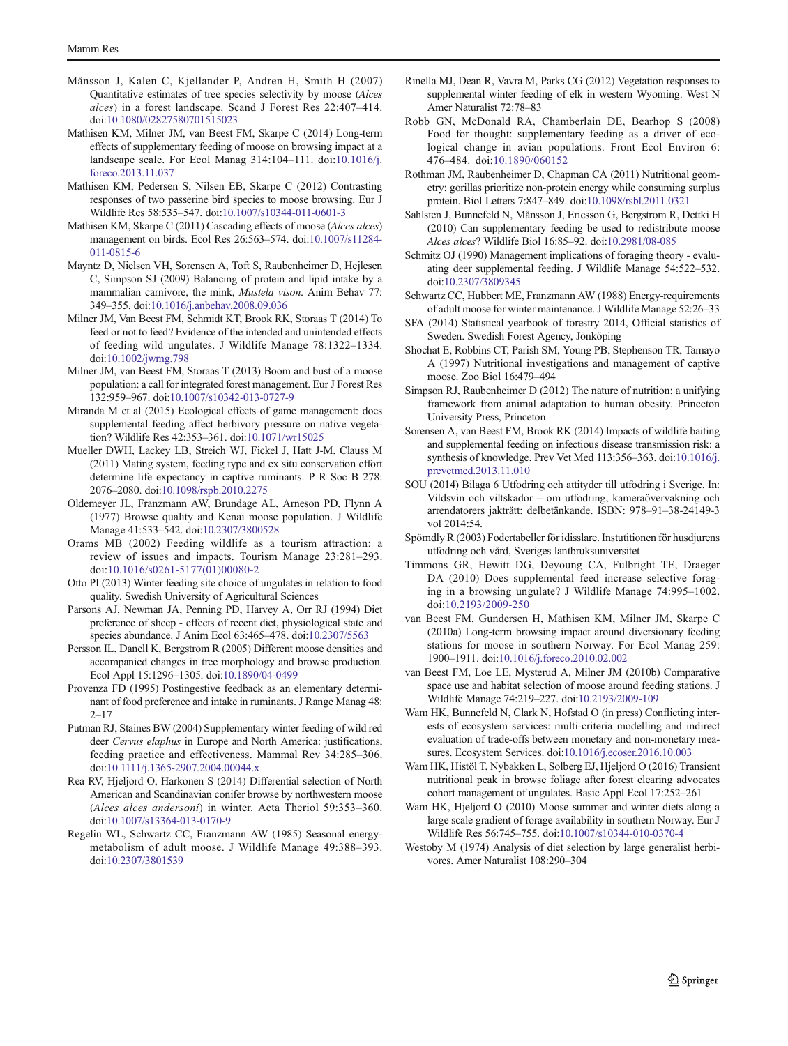Månsson J, Kalen C, Kjellander P, Andren H, Smith H (2007) Quantitative estimates of tree species selectivity by moose (*Alces alces*) in a forest landscape. Scand J Forest Res 22:407–414. doi:10.1080/02827580701515023

Mathisen KM, Milner JM, van Beest FM, Skarpe C (2014) Long-term effects of supplementary feeding of moose on browsing impact at a landscape scale. For Ecol Manag 314:104–111. doi:10.1016/j.foreco.2013.11.037

Mathisen KM, Pedersen S, Nilsen EB, Skarpe C (2012) Contrasting responses of two passerine bird species to moose browsing. Eur J Wildlife Res 58:535–547. doi:10.1007/s10344-011-0601-3

Mathisen KM, Skarpe C (2011) Cascading effects of moose (*Alces alces*) management on birds. Ecol Res 26:563–574. doi:10.1007/s11284-011-0815-6

Mayntz D, Nielsen VH, Sorensen A, Toft S, Raubenheimer D, Hejlesen C, Simpson SJ (2009) Balancing of protein and lipid intake by a mammalian carnivore, the mink, *Mustela vison*. Anim Behav 77: 349–355. doi:10.1016/j.anbehav.2008.09.036

Milner JM, Van Beest FM, Schmidt KT, Brook RK, Storaas T (2014) To feed or not to feed? Evidence of the intended and unintended effects of feeding wild ungulates. J Wildlife Manage 78:1322–1334. doi:10.1002/jwmg.798

Milner JM, van Beest FM, Storaas T (2013) Boom and bust of a moose population: a call for integrated forest management. Eur J Forest Res 132:959–967. doi:10.1007/s10342-013-0727-9

Miranda M et al (2015) Ecological effects of game management: does supplemental feeding affect herbivory pressure on native vegetation? Wildlife Res 42:353–361. doi:10.1071/wr15025

Mueller DWH, Lackey LB, Streich WJ, Fickel J, Hatt J-M, Clauss M (2011) Mating system, feeding type and ex situ conservation effort determine life expectancy in captive ruminants. P R Soc B 278: 2076–2080. doi:10.1098/rspb.2010.2275

Oldemeyer JL, Franzmann AW, Brundage AL, Arneson PD, Flynn A (1977) Browse quality and Kenai moose population. J Wildlife Manage 41:533–542. doi:10.2307/3800528

Orams MB (2002) Feeding wildlife as a tourism attraction: a review of issues and impacts. Tourism Manage 23:281–293. doi:10.1016/s0261-5177(01)00080-2

Otto PI (2013) Winter feeding site choice of ungulates in relation to food quality. Swedish University of Agricultural Sciences

Parsons AJ, Newman JA, Penning PD, Harvey A, Orr RJ (1994) Diet preference of sheep - effects of recent diet, physiological state and species abundance. J Anim Ecol 63:465–478. doi:10.2307/5563

Persson IL, Danell K, Bergstrom R (2005) Different moose densities and accompanied changes in tree morphology and browse production. Ecol Appl 15:1296–1305. doi:10.1890/04-0499

Provenza FD (1995) Postingestive feedback as an elementary determinant of food preference and intake in ruminants. J Range Manag 48: 2–17

Putman RJ, Staines BW (2004) Supplementary winter feeding of wild red deer *Cervus elaphus* in Europe and North America: justifications, feeding practice and effectiveness. Mammal Rev 34:285–306. doi:10.1111/j.1365-2907.2004.00044.x

Rea RV, Hjeljord O, Harkonen S (2014) Differential selection of North American and Scandinavian conifer browse by northwestern moose (*Alces alces andersoni*) in winter. Acta Theriol 59:353–360. doi:10.1007/s13364-013-0170-9

Regelin WL, Schwartz CC, Franzmann AW (1985) Seasonal energy-metabolism of adult moose. J Wildlife Manage 49:388–393. doi:10.2307/3801539

Rinella MJ, Dean R, Vavra M, Parks CG (2012) Vegetation responses to supplemental winter feeding of elk in western Wyoming. West N Amer Naturalist 72:78–83

Robb GN, McDonald RA, Chamberlain DE, Bearhop S (2008) Food for thought: supplementary feeding as a driver of ecological change in avian populations. Front Ecol Environ 6: 476–484. doi:10.1890/060152

Rothman JM, Raubenheimer D, Chapman CA (2011) Nutritional geometry: gorillas prioritize non-protein energy while consuming surplus protein. Biol Letters 7:847–849. doi:10.1098/rsbl.2011.0321

Sahlsten J, Bunnefeld N, Månsson J, Ericsson G, Bergstrom R, Dettki H (2010) Can supplementary feeding be used to redistribute moose *Alces alces*? Wildlife Biol 16:85–92. doi:10.2981/08-085

Schmitz OJ (1990) Management implications of foraging theory - evaluating deer supplemental feeding. J Wildlife Manage 54:522–532. doi:10.2307/3809345

Schwartz CC, Hubbert ME, Franzmann AW (1988) Energy-requirements of adult moose for winter maintenance. J Wildlife Manage 52:26–33

SFA (2014) Statistical yearbook of forestry 2014, Official statistics of Sweden. Swedish Forest Agency, Jönköping

Shochat E, Robbins CT, Parish SM, Young PB, Stephenson TR, Tamayo A (1997) Nutritional investigations and management of captive moose. Zoo Biol 16:479–494

Simpson RJ, Raubenheimer D (2012) The nature of nutrition: a unifying framework from animal adaptation to human obesity. Princeton University Press, Princeton

Sorensen A, van Beest FM, Brook RK (2014) Impacts of wildlife baiting and supplemental feeding on infectious disease transmission risk: a synthesis of knowledge. Prev Vet Med 113:356–363. doi:10.1016/j.prevetmed.2013.11.010

SOU (2014) Bilaga 6 Utfodring och attityder till utfodring i Sverige. In: Vildsvin och viltskador – om utfodring, kameraövervakning och arrendatorers jakträtt: delbetänkande. ISBN: 978–91–38-24149-3 vol 2014:54.

Spörndly R (2003) Fodertabeller för idisslare. Instutitionen för husdjurens utfodring och vård, Sveriges lantbruksuniversitet

Timmons GR, Hewitt DG, Deyoung CA, Fulbright TE, Draeger DA (2010) Does supplemental feed increase selective foraging in a browsing ungulate? J Wildlife Manage 74:995–1002. doi:10.2193/2009-250

van Beest FM, Gundersen H, Mathisen KM, Milner JM, Skarpe C (2010a) Long-term browsing impact around diversionary feeding stations for moose in southern Norway. For Ecol Manag 259: 1900–1911. doi:10.1016/j.foreco.2010.02.002

van Beest FM, Loe LE, Mysterud A, Milner JM (2010b) Comparative space use and habitat selection of moose around feeding stations. J Wildlife Manage 74:219–227. doi:10.2193/2009-109

Wam HK, Bunnefeld N, Clark N, Hofstad O (in press) Conflicting interests of ecosystem services: multi-criteria modelling and indirect evaluation of trade-offs between monetary and non-monetary measures. Ecosystem Services. doi:10.1016/j.ecoser.2016.10.003

Wam HK, Histöl T, Nybakken L, Solberg EJ, Hjeljord O (2016) Transient nutritional peak in browse foliage after forest clearing advocates cohort management of ungulates. Basic Appl Ecol 17:252–261

Wam HK, Hjeljord O (2010) Moose summer and winter diets along a large scale gradient of forage availability in southern Norway. Eur J Wildlife Res 56:745–755. doi:10.1007/s10344-010-0370-4

Westoby M (1974) Analysis of diet selection by large generalist herbivores. Amer Naturalist 108:290–304